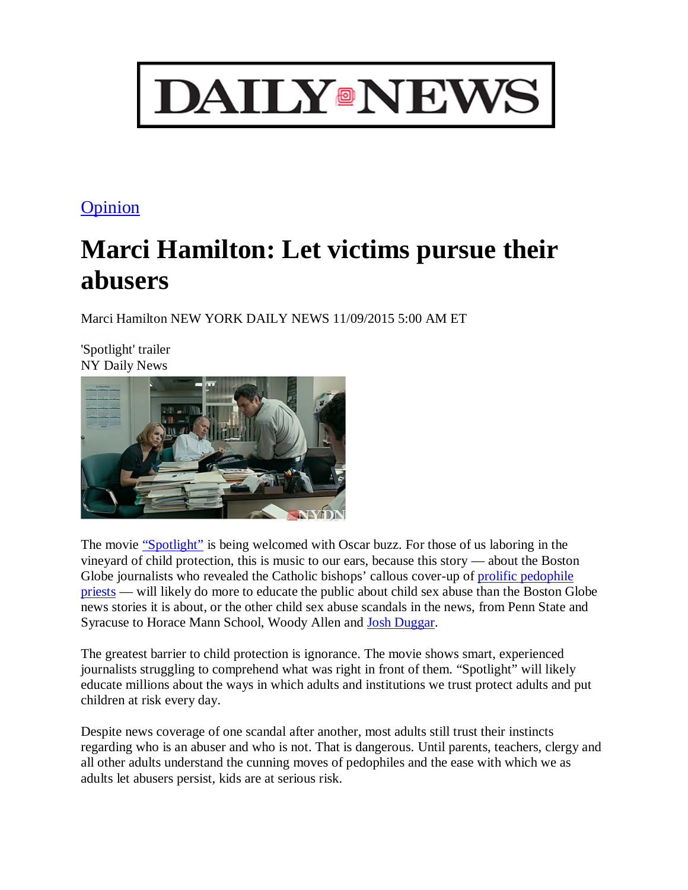# DAILY NEWS

Opinion

# Marci Hamilton: Let victims pursue their abusers

Marci Hamilton NEW YORK DAILY NEWS 11/09/2015 5:00 AM ET

'Spotlight' trailer
NY Daily News

The movie "Spotlight" is being welcomed with Oscar buzz. For those of us laboring in the vineyard of child protection, this is music to our ears, because this story — about the Boston Globe journalists who revealed the Catholic bishops' callous cover-up of prolific pedophile priests — will likely do more to educate the public about child sex abuse than the Boston Globe news stories it is about, or the other child sex abuse scandals in the news, from Penn State and Syracuse to Horace Mann School, Woody Allen and Josh Duggar.

The greatest barrier to child protection is ignorance. The movie shows smart, experienced journalists struggling to comprehend what was right in front of them. "Spotlight" will likely educate millions about the ways in which adults and institutions we trust protect adults and put children at risk every day.

Despite news coverage of one scandal after another, most adults still trust their instincts regarding who is an abuser and who is not. That is dangerous. Until parents, teachers, clergy and all other adults understand the cunning moves of pedophiles and the ease with which we as adults let abusers persist, kids are at serious risk.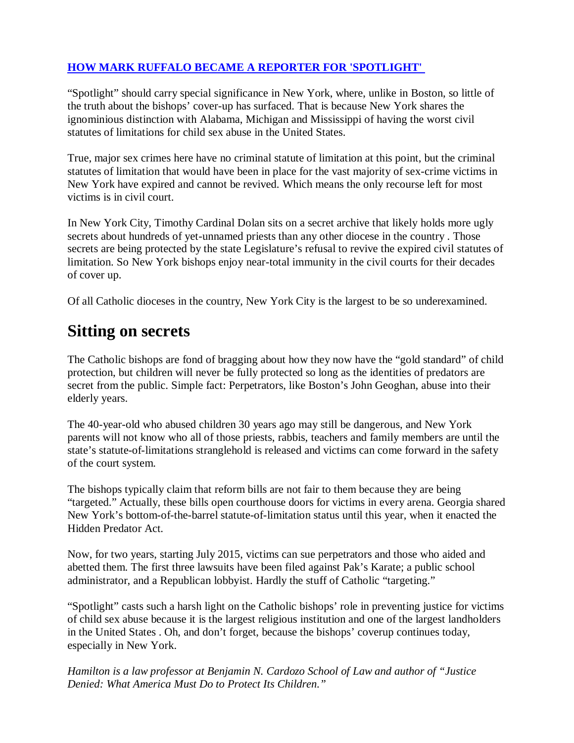**[HOW MARK RUFFALO BECAME A REPORTER FOR 'SPOTLIGHT']**

“Spotlight” should carry special significance in New York, where, unlike in Boston, so little of the truth about the bishops’ cover-up has surfaced. That is because New York shares the ignominious distinction with Alabama, Michigan and Mississippi of having the worst civil statutes of limitations for child sex abuse in the United States.

True, major sex crimes here have no criminal statute of limitation at this point, but the criminal statutes of limitation that would have been in place for the vast majority of sex-crime victims in New York have expired and cannot be revived. Which means the only recourse left for most victims is in civil court.

In New York City, Timothy Cardinal Dolan sits on a secret archive that likely holds more ugly secrets about hundreds of yet-unnamed priests than any other diocese in the country . Those secrets are being protected by the state Legislature’s refusal to revive the expired civil statutes of limitation. So New York bishops enjoy near-total immunity in the civil courts for their decades of cover up.

Of all Catholic dioceses in the country, New York City is the largest to be so underexamined.

## Sitting on secrets

The Catholic bishops are fond of bragging about how they now have the “gold standard” of child protection, but children will never be fully protected so long as the identities of predators are secret from the public. Simple fact: Perpetrators, like Boston’s John Geoghan, abuse into their elderly years.

The 40-year-old who abused children 30 years ago may still be dangerous, and New York parents will not know who all of those priests, rabbis, teachers and family members are until the state’s statute-of-limitations stranglehold is released and victims can come forward in the safety of the court system.

The bishops typically claim that reform bills are not fair to them because they are being “targeted.” Actually, these bills open courthouse doors for victims in every arena. Georgia shared New York’s bottom-of-the-barrel statute-of-limitation status until this year, when it enacted the Hidden Predator Act.

Now, for two years, starting July 2015, victims can sue perpetrators and those who aided and abetted them. The first three lawsuits have been filed against Pak’s Karate; a public school administrator, and a Republican lobbyist. Hardly the stuff of Catholic “targeting.”

“Spotlight” casts such a harsh light on the Catholic bishops’ role in preventing justice for victims of child sex abuse because it is the largest religious institution and one of the largest landholders in the United States . Oh, and don’t forget, because the bishops’ coverup continues today, especially in New York.

*Hamilton is a law professor at Benjamin N. Cardozo School of Law and author of “Justice Denied: What America Must Do to Protect Its Children.”*